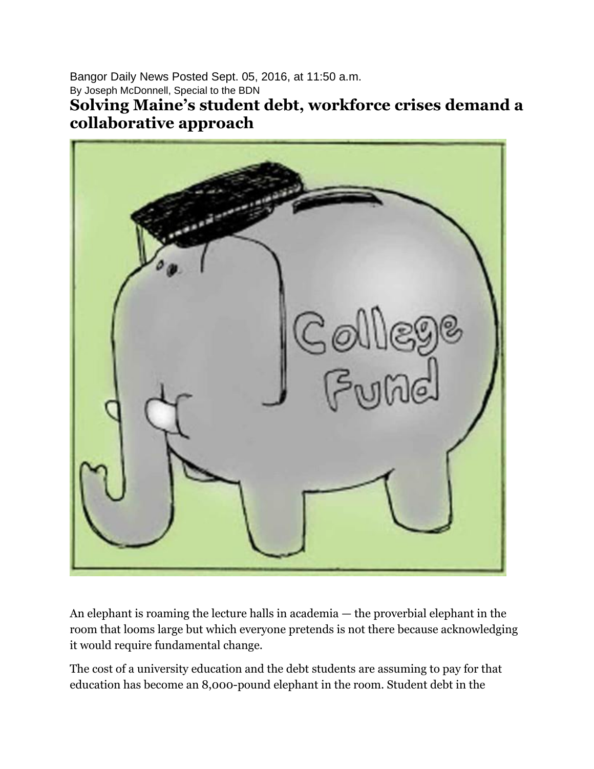Bangor Daily News Posted Sept. 05, 2016, at 11:50 a.m.

By Joseph McDonnell, Special to the BDN

# Solving Maine's student debt, workforce crises demand a collaborative approach

An elephant is roaming the lecture halls in academia — the proverbial elephant in the room that looms large but which everyone pretends is not there because acknowledging it would require fundamental change.

The cost of a university education and the debt students are assuming to pay for that education has become an 8,000-pound elephant in the room. Student debt in the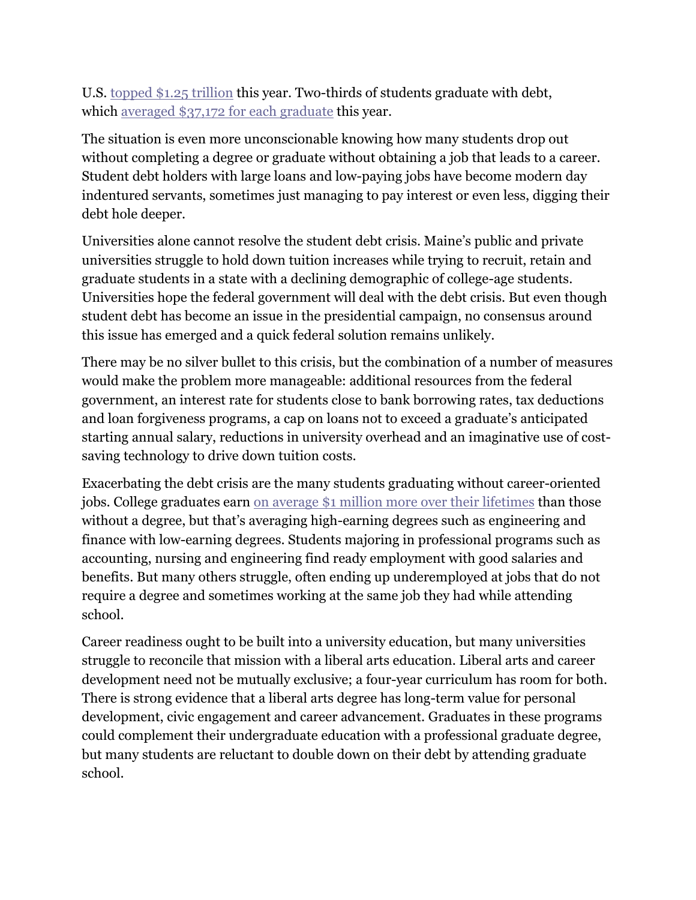U.S. topped $1.25 trillion this year. Two-thirds of students graduate with debt, which averaged $37,172 for each graduate this year.

The situation is even more unconscionable knowing how many students drop out without completing a degree or graduate without obtaining a job that leads to a career. Student debt holders with large loans and low-paying jobs have become modern day indentured servants, sometimes just managing to pay interest or even less, digging their debt hole deeper.

Universities alone cannot resolve the student debt crisis. Maine's public and private universities struggle to hold down tuition increases while trying to recruit, retain and graduate students in a state with a declining demographic of college-age students. Universities hope the federal government will deal with the debt crisis. But even though student debt has become an issue in the presidential campaign, no consensus around this issue has emerged and a quick federal solution remains unlikely.

There may be no silver bullet to this crisis, but the combination of a number of measures would make the problem more manageable: additional resources from the federal government, an interest rate for students close to bank borrowing rates, tax deductions and loan forgiveness programs, a cap on loans not to exceed a graduate's anticipated starting annual salary, reductions in university overhead and an imaginative use of cost-saving technology to drive down tuition costs.

Exacerbating the debt crisis are the many students graduating without career-oriented jobs. College graduates earn on average $1 million more over their lifetimes than those without a degree, but that's averaging high-earning degrees such as engineering and finance with low-earning degrees. Students majoring in professional programs such as accounting, nursing and engineering find ready employment with good salaries and benefits. But many others struggle, often ending up underemployed at jobs that do not require a degree and sometimes working at the same job they had while attending school.

Career readiness ought to be built into a university education, but many universities struggle to reconcile that mission with a liberal arts education. Liberal arts and career development need not be mutually exclusive; a four-year curriculum has room for both. There is strong evidence that a liberal arts degree has long-term value for personal development, civic engagement and career advancement. Graduates in these programs could complement their undergraduate education with a professional graduate degree, but many students are reluctant to double down on their debt by attending graduate school.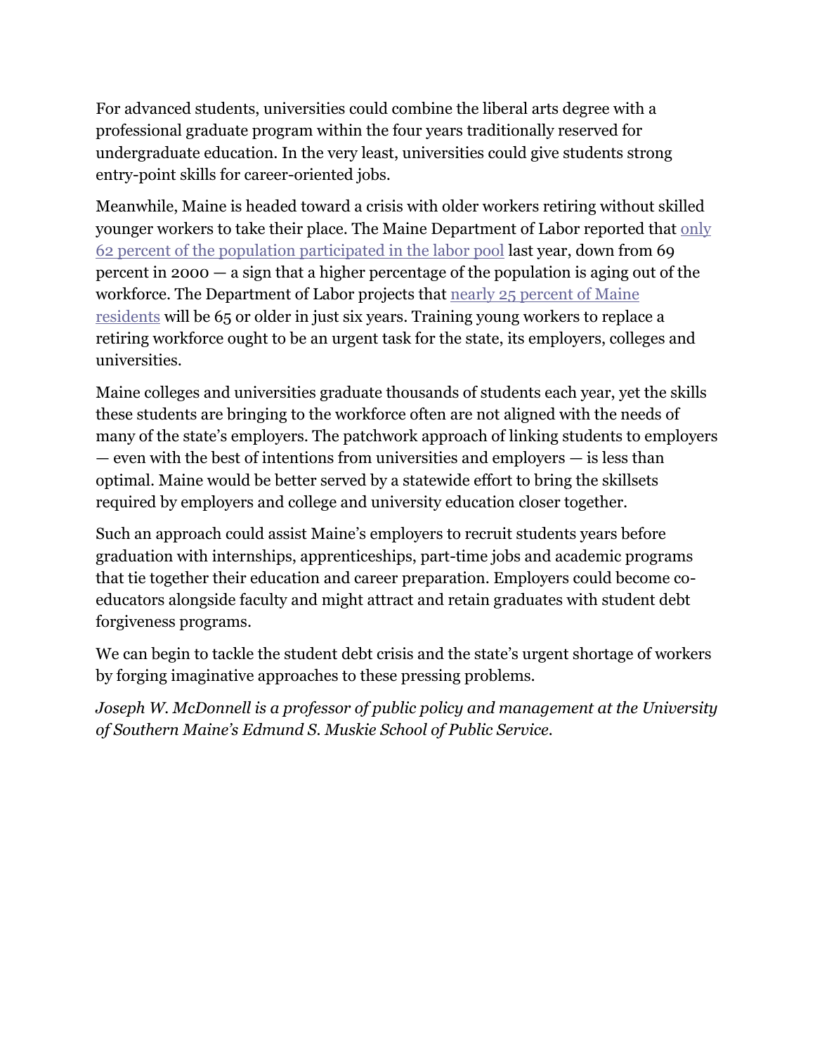For advanced students, universities could combine the liberal arts degree with a professional graduate program within the four years traditionally reserved for undergraduate education. In the very least, universities could give students strong entry-point skills for career-oriented jobs.

Meanwhile, Maine is headed toward a crisis with older workers retiring without skilled younger workers to take their place. The Maine Department of Labor reported that only 62 percent of the population participated in the labor pool last year, down from 69 percent in 2000 — a sign that a higher percentage of the population is aging out of the workforce. The Department of Labor projects that nearly 25 percent of Maine residents will be 65 or older in just six years. Training young workers to replace a retiring workforce ought to be an urgent task for the state, its employers, colleges and universities.

Maine colleges and universities graduate thousands of students each year, yet the skills these students are bringing to the workforce often are not aligned with the needs of many of the state's employers. The patchwork approach of linking students to employers — even with the best of intentions from universities and employers — is less than optimal. Maine would be better served by a statewide effort to bring the skillsets required by employers and college and university education closer together.

Such an approach could assist Maine's employers to recruit students years before graduation with internships, apprenticeships, part-time jobs and academic programs that tie together their education and career preparation. Employers could become co-educators alongside faculty and might attract and retain graduates with student debt forgiveness programs.

We can begin to tackle the student debt crisis and the state's urgent shortage of workers by forging imaginative approaches to these pressing problems.

*Joseph W. McDonnell is a professor of public policy and management at the University of Southern Maine's Edmund S. Muskie School of Public Service.*